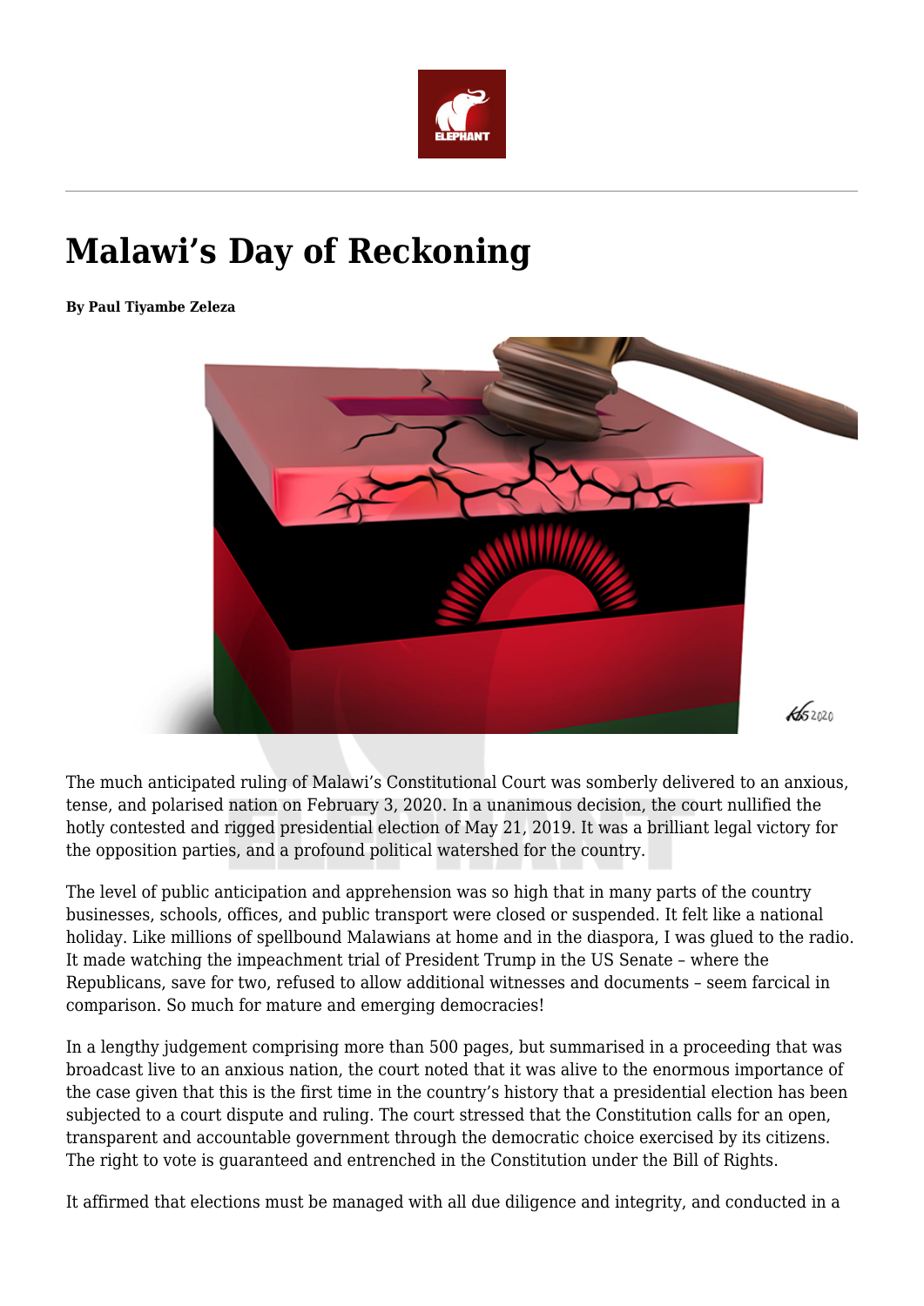# Malawi's Day of Reckoning

**By Paul Tiyambe Zeleza**

The much anticipated ruling of Malawi's Constitutional Court was somberly delivered to an anxious, tense, and polarised nation on February 3, 2020. In a unanimous decision, the court nullified the hotly contested and rigged presidential election of May 21, 2019. It was a brilliant legal victory for the opposition parties, and a profound political watershed for the country.

The level of public anticipation and apprehension was so high that in many parts of the country businesses, schools, offices, and public transport were closed or suspended. It felt like a national holiday. Like millions of spellbound Malawians at home and in the diaspora, I was glued to the radio. It made watching the impeachment trial of President Trump in the US Senate – where the Republicans, save for two, refused to allow additional witnesses and documents – seem farcical in comparison. So much for mature and emerging democracies!

In a lengthy judgement comprising more than 500 pages, but summarised in a proceeding that was broadcast live to an anxious nation, the court noted that it was alive to the enormous importance of the case given that this is the first time in the country's history that a presidential election has been subjected to a court dispute and ruling. The court stressed that the Constitution calls for an open, transparent and accountable government through the democratic choice exercised by its citizens. The right to vote is guaranteed and entrenched in the Constitution under the Bill of Rights.

It affirmed that elections must be managed with all due diligence and integrity, and conducted in a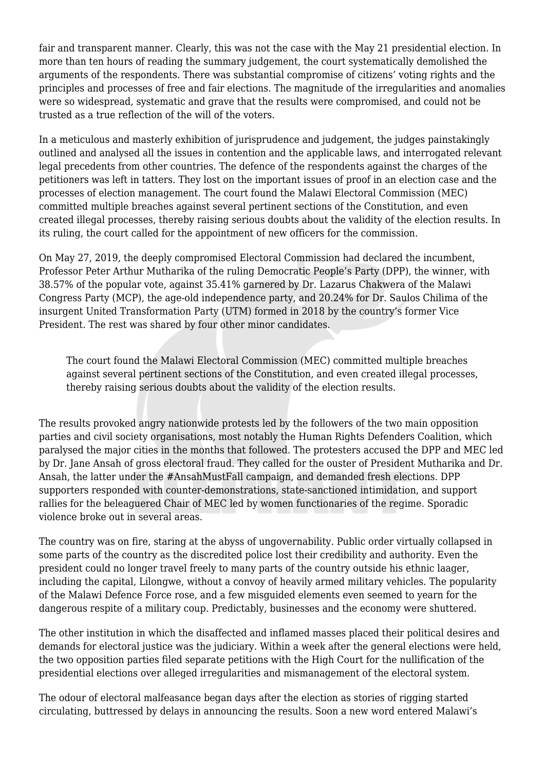fair and transparent manner. Clearly, this was not the case with the May 21 presidential election. In more than ten hours of reading the summary judgement, the court systematically demolished the arguments of the respondents. There was substantial compromise of citizens' voting rights and the principles and processes of free and fair elections. The magnitude of the irregularities and anomalies were so widespread, systematic and grave that the results were compromised, and could not be trusted as a true reflection of the will of the voters.

In a meticulous and masterly exhibition of jurisprudence and judgement, the judges painstakingly outlined and analysed all the issues in contention and the applicable laws, and interrogated relevant legal precedents from other countries. The defence of the respondents against the charges of the petitioners was left in tatters. They lost on the important issues of proof in an election case and the processes of election management. The court found the Malawi Electoral Commission (MEC) committed multiple breaches against several pertinent sections of the Constitution, and even created illegal processes, thereby raising serious doubts about the validity of the election results. In its ruling, the court called for the appointment of new officers for the commission.

On May 27, 2019, the deeply compromised Electoral Commission had declared the incumbent, Professor Peter Arthur Mutharika of the ruling Democratic People's Party (DPP), the winner, with 38.57% of the popular vote, against 35.41% garnered by Dr. Lazarus Chakwera of the Malawi Congress Party (MCP), the age-old independence party, and 20.24% for Dr. Saulos Chilima of the insurgent United Transformation Party (UTM) formed in 2018 by the country's former Vice President. The rest was shared by four other minor candidates.

> The court found the Malawi Electoral Commission (MEC) committed multiple breaches against several pertinent sections of the Constitution, and even created illegal processes, thereby raising serious doubts about the validity of the election results.

The results provoked angry nationwide protests led by the followers of the two main opposition parties and civil society organisations, most notably the Human Rights Defenders Coalition, which paralysed the major cities in the months that followed. The protesters accused the DPP and MEC led by Dr. Jane Ansah of gross electoral fraud. They called for the ouster of President Mutharika and Dr. Ansah, the latter under the #AnsahMustFall campaign, and demanded fresh elections. DPP supporters responded with counter-demonstrations, state-sanctioned intimidation, and support rallies for the beleaguered Chair of MEC led by women functionaries of the regime. Sporadic violence broke out in several areas.

The country was on fire, staring at the abyss of ungovernability. Public order virtually collapsed in some parts of the country as the discredited police lost their credibility and authority. Even the president could no longer travel freely to many parts of the country outside his ethnic laager, including the capital, Lilongwe, without a convoy of heavily armed military vehicles. The popularity of the Malawi Defence Force rose, and a few misguided elements even seemed to yearn for the dangerous respite of a military coup. Predictably, businesses and the economy were shuttered.

The other institution in which the disaffected and inflamed masses placed their political desires and demands for electoral justice was the judiciary. Within a week after the general elections were held, the two opposition parties filed separate petitions with the High Court for the nullification of the presidential elections over alleged irregularities and mismanagement of the electoral system.

The odour of electoral malfeasance began days after the election as stories of rigging started circulating, buttressed by delays in announcing the results. Soon a new word entered Malawi's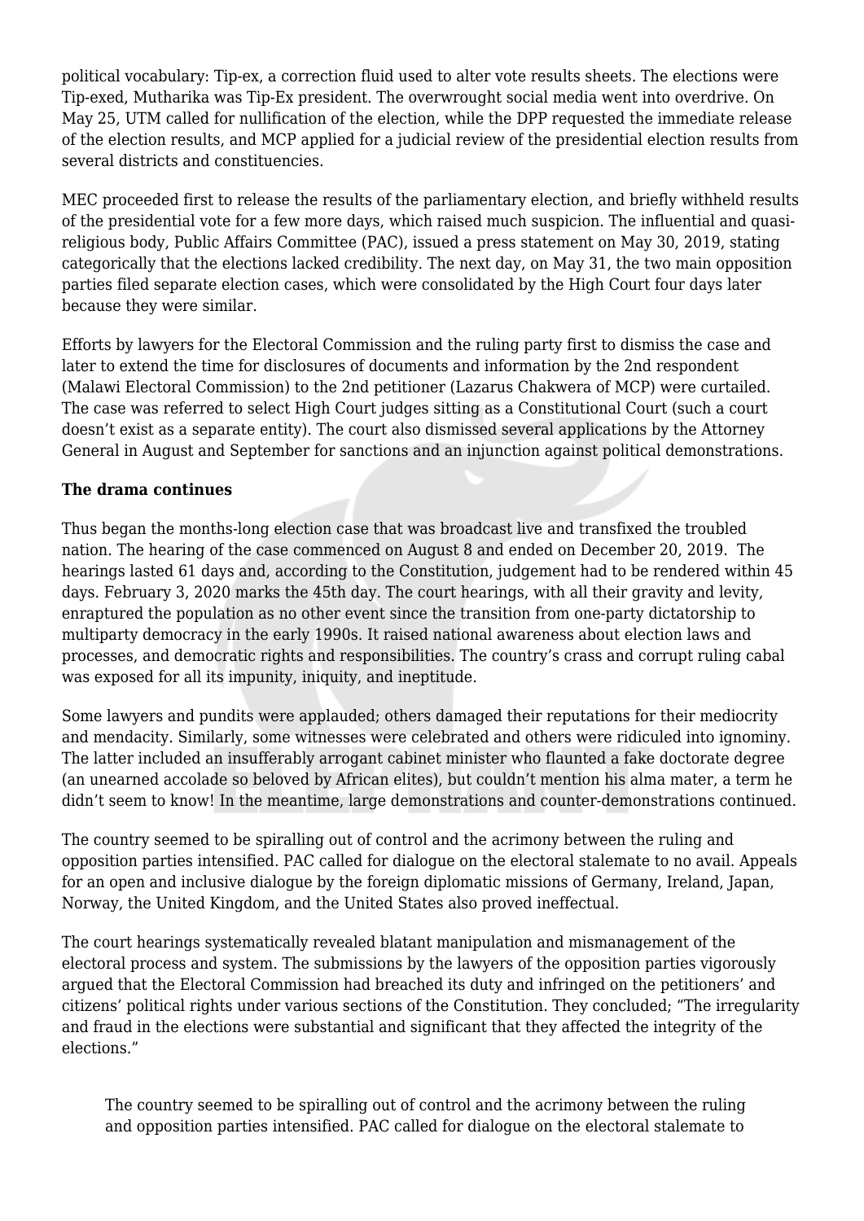political vocabulary: Tip-ex, a correction fluid used to alter vote results sheets. The elections were Tip-exed, Mutharika was Tip-Ex president. The overwrought social media went into overdrive. On May 25, UTM called for nullification of the election, while the DPP requested the immediate release of the election results, and MCP applied for a judicial review of the presidential election results from several districts and constituencies.

MEC proceeded first to release the results of the parliamentary election, and briefly withheld results of the presidential vote for a few more days, which raised much suspicion. The influential and quasi-religious body, Public Affairs Committee (PAC), issued a press statement on May 30, 2019, stating categorically that the elections lacked credibility. The next day, on May 31, the two main opposition parties filed separate election cases, which were consolidated by the High Court four days later because they were similar.

Efforts by lawyers for the Electoral Commission and the ruling party first to dismiss the case and later to extend the time for disclosures of documents and information by the 2nd respondent (Malawi Electoral Commission) to the 2nd petitioner (Lazarus Chakwera of MCP) were curtailed. The case was referred to select High Court judges sitting as a Constitutional Court (such a court doesn't exist as a separate entity). The court also dismissed several applications by the Attorney General in August and September for sanctions and an injunction against political demonstrations.

**The drama continues**

Thus began the months-long election case that was broadcast live and transfixed the troubled nation. The hearing of the case commenced on August 8 and ended on December 20, 2019. The hearings lasted 61 days and, according to the Constitution, judgement had to be rendered within 45 days. February 3, 2020 marks the 45th day. The court hearings, with all their gravity and levity, enraptured the population as no other event since the transition from one-party dictatorship to multiparty democracy in the early 1990s. It raised national awareness about election laws and processes, and democratic rights and responsibilities. The country's crass and corrupt ruling cabal was exposed for all its impunity, iniquity, and ineptitude.

Some lawyers and pundits were applauded; others damaged their reputations for their mediocrity and mendacity. Similarly, some witnesses were celebrated and others were ridiculed into ignominy. The latter included an insufferably arrogant cabinet minister who flaunted a fake doctorate degree (an unearned accolade so beloved by African elites), but couldn't mention his alma mater, a term he didn't seem to know! In the meantime, large demonstrations and counter-demonstrations continued.

The country seemed to be spiralling out of control and the acrimony between the ruling and opposition parties intensified. PAC called for dialogue on the electoral stalemate to no avail. Appeals for an open and inclusive dialogue by the foreign diplomatic missions of Germany, Ireland, Japan, Norway, the United Kingdom, and the United States also proved ineffectual.

The court hearings systematically revealed blatant manipulation and mismanagement of the electoral process and system. The submissions by the lawyers of the opposition parties vigorously argued that the Electoral Commission had breached its duty and infringed on the petitioners' and citizens' political rights under various sections of the Constitution. They concluded; "The irregularity and fraud in the elections were substantial and significant that they affected the integrity of the elections."

> The country seemed to be spiralling out of control and the acrimony between the ruling and opposition parties intensified. PAC called for dialogue on the electoral stalemate to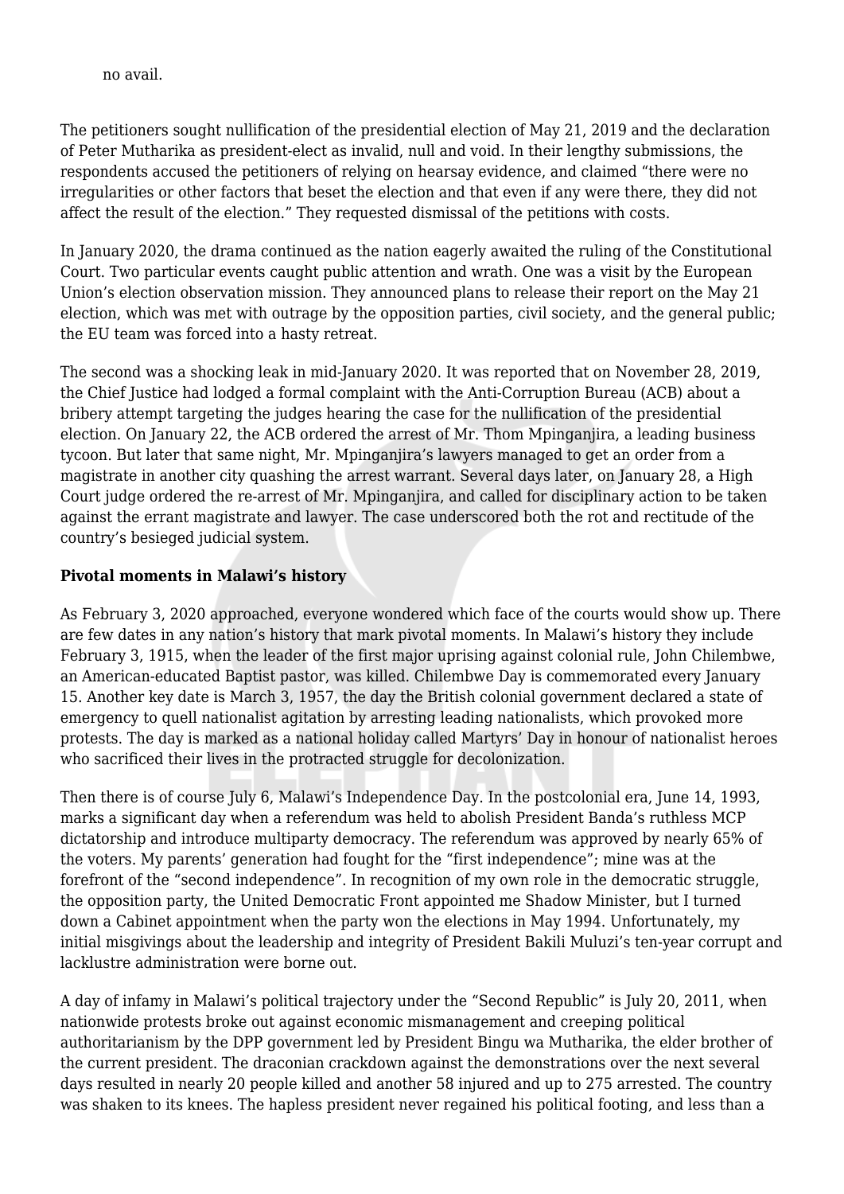no avail.

The petitioners sought nullification of the presidential election of May 21, 2019 and the declaration of Peter Mutharika as president-elect as invalid, null and void. In their lengthy submissions, the respondents accused the petitioners of relying on hearsay evidence, and claimed "there were no irregularities or other factors that beset the election and that even if any were there, they did not affect the result of the election." They requested dismissal of the petitions with costs.

In January 2020, the drama continued as the nation eagerly awaited the ruling of the Constitutional Court. Two particular events caught public attention and wrath. One was a visit by the European Union's election observation mission. They announced plans to release their report on the May 21 election, which was met with outrage by the opposition parties, civil society, and the general public; the EU team was forced into a hasty retreat.

The second was a shocking leak in mid-January 2020. It was reported that on November 28, 2019, the Chief Justice had lodged a formal complaint with the Anti-Corruption Bureau (ACB) about a bribery attempt targeting the judges hearing the case for the nullification of the presidential election. On January 22, the ACB ordered the arrest of Mr. Thom Mpinganjira, a leading business tycoon. But later that same night, Mr. Mpinganjira's lawyers managed to get an order from a magistrate in another city quashing the arrest warrant. Several days later, on January 28, a High Court judge ordered the re-arrest of Mr. Mpinganjira, and called for disciplinary action to be taken against the errant magistrate and lawyer. The case underscored both the rot and rectitude of the country's besieged judicial system.

**Pivotal moments in Malawi's history**

As February 3, 2020 approached, everyone wondered which face of the courts would show up. There are few dates in any nation's history that mark pivotal moments. In Malawi's history they include February 3, 1915, when the leader of the first major uprising against colonial rule, John Chilembwe, an American-educated Baptist pastor, was killed. Chilembwe Day is commemorated every January 15. Another key date is March 3, 1957, the day the British colonial government declared a state of emergency to quell nationalist agitation by arresting leading nationalists, which provoked more protests. The day is marked as a national holiday called Martyrs' Day in honour of nationalist heroes who sacrificed their lives in the protracted struggle for decolonization.

Then there is of course July 6, Malawi's Independence Day. In the postcolonial era, June 14, 1993, marks a significant day when a referendum was held to abolish President Banda's ruthless MCP dictatorship and introduce multiparty democracy. The referendum was approved by nearly 65% of the voters. My parents' generation had fought for the "first independence"; mine was at the forefront of the "second independence". In recognition of my own role in the democratic struggle, the opposition party, the United Democratic Front appointed me Shadow Minister, but I turned down a Cabinet appointment when the party won the elections in May 1994. Unfortunately, my initial misgivings about the leadership and integrity of President Bakili Muluzi's ten-year corrupt and lacklustre administration were borne out.

A day of infamy in Malawi's political trajectory under the "Second Republic" is July 20, 2011, when nationwide protests broke out against economic mismanagement and creeping political authoritarianism by the DPP government led by President Bingu wa Mutharika, the elder brother of the current president. The draconian crackdown against the demonstrations over the next several days resulted in nearly 20 people killed and another 58 injured and up to 275 arrested. The country was shaken to its knees. The hapless president never regained his political footing, and less than a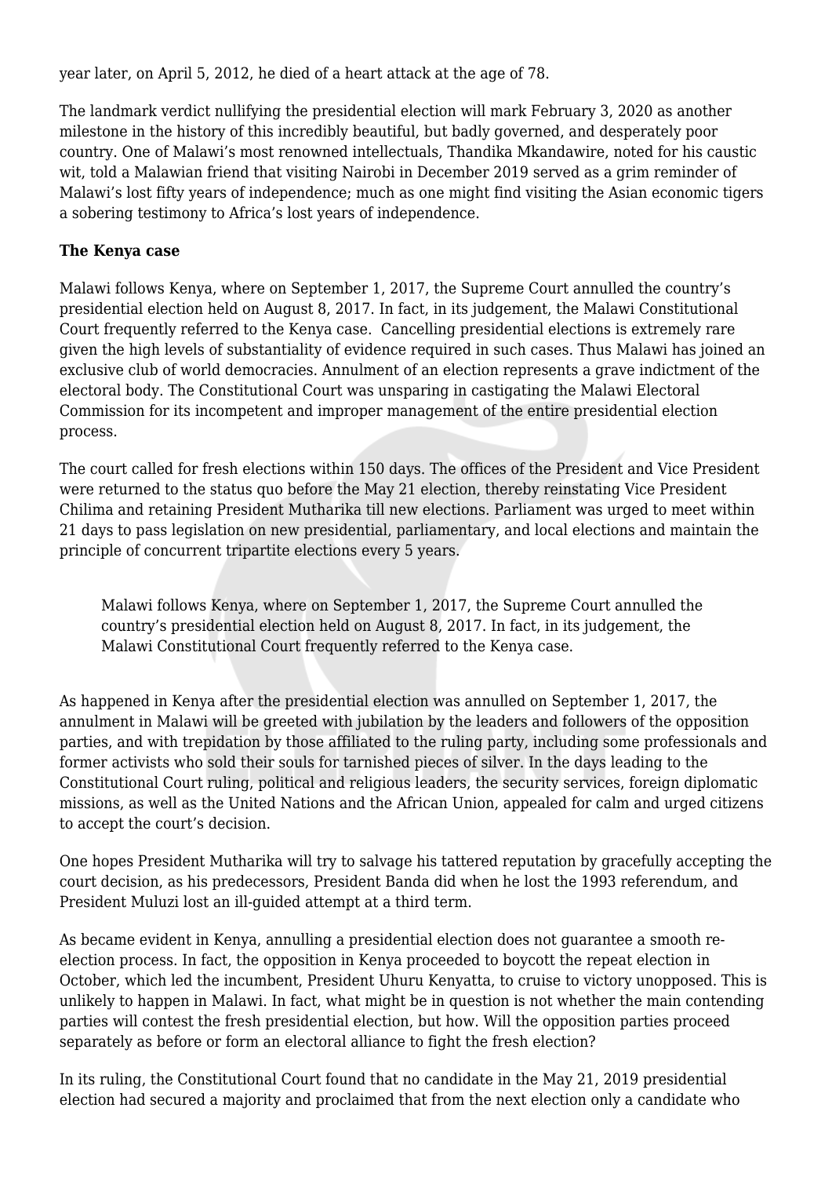year later, on April 5, 2012, he died of a heart attack at the age of 78.

The landmark verdict nullifying the presidential election will mark February 3, 2020 as another milestone in the history of this incredibly beautiful, but badly governed, and desperately poor country. One of Malawi's most renowned intellectuals, Thandika Mkandawire, noted for his caustic wit, told a Malawian friend that visiting Nairobi in December 2019 served as a grim reminder of Malawi's lost fifty years of independence; much as one might find visiting the Asian economic tigers a sobering testimony to Africa's lost years of independence.

**The Kenya case**

Malawi follows Kenya, where on September 1, 2017, the Supreme Court annulled the country's presidential election held on August 8, 2017. In fact, in its judgement, the Malawi Constitutional Court frequently referred to the Kenya case. Cancelling presidential elections is extremely rare given the high levels of substantiality of evidence required in such cases. Thus Malawi has joined an exclusive club of world democracies. Annulment of an election represents a grave indictment of the electoral body. The Constitutional Court was unsparing in castigating the Malawi Electoral Commission for its incompetent and improper management of the entire presidential election process.

The court called for fresh elections within 150 days. The offices of the President and Vice President were returned to the status quo before the May 21 election, thereby reinstating Vice President Chilima and retaining President Mutharika till new elections. Parliament was urged to meet within 21 days to pass legislation on new presidential, parliamentary, and local elections and maintain the principle of concurrent tripartite elections every 5 years.

> Malawi follows Kenya, where on September 1, 2017, the Supreme Court annulled the country's presidential election held on August 8, 2017. In fact, in its judgement, the Malawi Constitutional Court frequently referred to the Kenya case.

As happened in Kenya after the presidential election was annulled on September 1, 2017, the annulment in Malawi will be greeted with jubilation by the leaders and followers of the opposition parties, and with trepidation by those affiliated to the ruling party, including some professionals and former activists who sold their souls for tarnished pieces of silver. In the days leading to the Constitutional Court ruling, political and religious leaders, the security services, foreign diplomatic missions, as well as the United Nations and the African Union, appealed for calm and urged citizens to accept the court's decision.

One hopes President Mutharika will try to salvage his tattered reputation by gracefully accepting the court decision, as his predecessors, President Banda did when he lost the 1993 referendum, and President Muluzi lost an ill-guided attempt at a third term.

As became evident in Kenya, annulling a presidential election does not guarantee a smooth re-election process. In fact, the opposition in Kenya proceeded to boycott the repeat election in October, which led the incumbent, President Uhuru Kenyatta, to cruise to victory unopposed. This is unlikely to happen in Malawi. In fact, what might be in question is not whether the main contending parties will contest the fresh presidential election, but how. Will the opposition parties proceed separately as before or form an electoral alliance to fight the fresh election?

In its ruling, the Constitutional Court found that no candidate in the May 21, 2019 presidential election had secured a majority and proclaimed that from the next election only a candidate who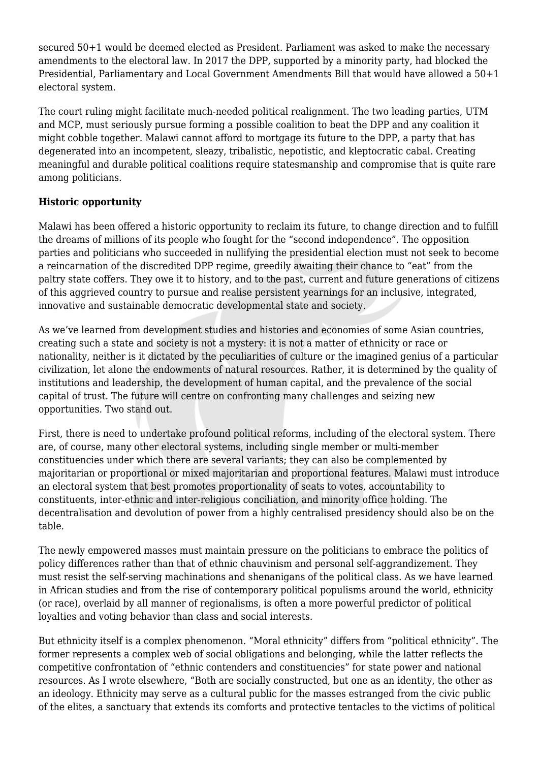secured 50+1 would be deemed elected as President. Parliament was asked to make the necessary amendments to the electoral law. In 2017 the DPP, supported by a minority party, had blocked the Presidential, Parliamentary and Local Government Amendments Bill that would have allowed a 50+1 electoral system.

The court ruling might facilitate much-needed political realignment. The two leading parties, UTM and MCP, must seriously pursue forming a possible coalition to beat the DPP and any coalition it might cobble together. Malawi cannot afford to mortgage its future to the DPP, a party that has degenerated into an incompetent, sleazy, tribalistic, nepotistic, and kleptocratic cabal. Creating meaningful and durable political coalitions require statesmanship and compromise that is quite rare among politicians.

**Historic opportunity**

Malawi has been offered a historic opportunity to reclaim its future, to change direction and to fulfill the dreams of millions of its people who fought for the "second independence". The opposition parties and politicians who succeeded in nullifying the presidential election must not seek to become a reincarnation of the discredited DPP regime, greedily awaiting their chance to "eat" from the paltry state coffers. They owe it to history, and to the past, current and future generations of citizens of this aggrieved country to pursue and realise persistent yearnings for an inclusive, integrated, innovative and sustainable democratic developmental state and society.

As we've learned from development studies and histories and economies of some Asian countries, creating such a state and society is not a mystery: it is not a matter of ethnicity or race or nationality, neither is it dictated by the peculiarities of culture or the imagined genius of a particular civilization, let alone the endowments of natural resources. Rather, it is determined by the quality of institutions and leadership, the development of human capital, and the prevalence of the social capital of trust. The future will centre on confronting many challenges and seizing new opportunities. Two stand out.

First, there is need to undertake profound political reforms, including of the electoral system. There are, of course, many other electoral systems, including single member or multi-member constituencies under which there are several variants; they can also be complemented by majoritarian or proportional or mixed majoritarian and proportional features. Malawi must introduce an electoral system that best promotes proportionality of seats to votes, accountability to constituents, inter-ethnic and inter-religious conciliation, and minority office holding. The decentralisation and devolution of power from a highly centralised presidency should also be on the table.

The newly empowered masses must maintain pressure on the politicians to embrace the politics of policy differences rather than that of ethnic chauvinism and personal self-aggrandizement. They must resist the self-serving machinations and shenanigans of the political class. As we have learned in African studies and from the rise of contemporary political populisms around the world, ethnicity (or race), overlaid by all manner of regionalisms, is often a more powerful predictor of political loyalties and voting behavior than class and social interests.

But ethnicity itself is a complex phenomenon. "Moral ethnicity" differs from "political ethnicity". The former represents a complex web of social obligations and belonging, while the latter reflects the competitive confrontation of "ethnic contenders and constituencies" for state power and national resources. As I wrote elsewhere, "Both are socially constructed, but one as an identity, the other as an ideology. Ethnicity may serve as a cultural public for the masses estranged from the civic public of the elites, a sanctuary that extends its comforts and protective tentacles to the victims of political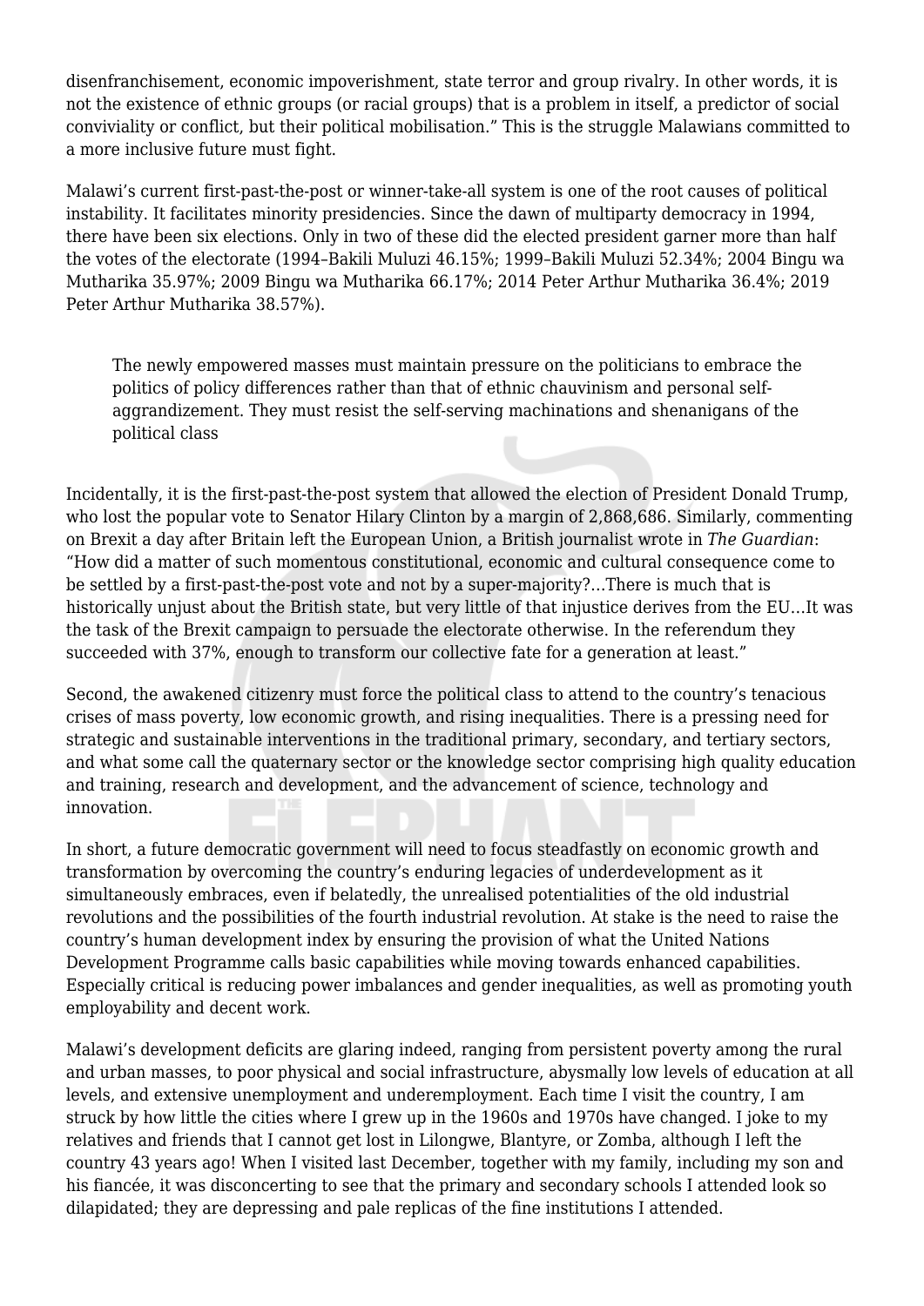disenfranchisement, economic impoverishment, state terror and group rivalry. In other words, it is not the existence of ethnic groups (or racial groups) that is a problem in itself, a predictor of social conviviality or conflict, but their political mobilisation." This is the struggle Malawians committed to a more inclusive future must fight.

Malawi's current first-past-the-post or winner-take-all system is one of the root causes of political instability. It facilitates minority presidencies. Since the dawn of multiparty democracy in 1994, there have been six elections. Only in two of these did the elected president garner more than half the votes of the electorate (1994–Bakili Muluzi 46.15%; 1999–Bakili Muluzi 52.34%; 2004 Bingu wa Mutharika 35.97%; 2009 Bingu wa Mutharika 66.17%; 2014 Peter Arthur Mutharika 36.4%; 2019 Peter Arthur Mutharika 38.57%).

> The newly empowered masses must maintain pressure on the politicians to embrace the politics of policy differences rather than that of ethnic chauvinism and personal self-aggrandizement. They must resist the self-serving machinations and shenanigans of the political class

Incidentally, it is the first-past-the-post system that allowed the election of President Donald Trump, who lost the popular vote to Senator Hilary Clinton by a margin of 2,868,686. Similarly, commenting on Brexit a day after Britain left the European Union, a British journalist wrote in *The Guardian*: "How did a matter of such momentous constitutional, economic and cultural consequence come to be settled by a first-past-the-post vote and not by a super-majority?…There is much that is historically unjust about the British state, but very little of that injustice derives from the EU…It was the task of the Brexit campaign to persuade the electorate otherwise. In the referendum they succeeded with 37%, enough to transform our collective fate for a generation at least."

Second, the awakened citizenry must force the political class to attend to the country's tenacious crises of mass poverty, low economic growth, and rising inequalities. There is a pressing need for strategic and sustainable interventions in the traditional primary, secondary, and tertiary sectors, and what some call the quaternary sector or the knowledge sector comprising high quality education and training, research and development, and the advancement of science, technology and innovation.

In short, a future democratic government will need to focus steadfastly on economic growth and transformation by overcoming the country's enduring legacies of underdevelopment as it simultaneously embraces, even if belatedly, the unrealised potentialities of the old industrial revolutions and the possibilities of the fourth industrial revolution. At stake is the need to raise the country's human development index by ensuring the provision of what the United Nations Development Programme calls basic capabilities while moving towards enhanced capabilities. Especially critical is reducing power imbalances and gender inequalities, as well as promoting youth employability and decent work.

Malawi's development deficits are glaring indeed, ranging from persistent poverty among the rural and urban masses, to poor physical and social infrastructure, abysmally low levels of education at all levels, and extensive unemployment and underemployment. Each time I visit the country, I am struck by how little the cities where I grew up in the 1960s and 1970s have changed. I joke to my relatives and friends that I cannot get lost in Lilongwe, Blantyre, or Zomba, although I left the country 43 years ago! When I visited last December, together with my family, including my son and his fiancée, it was disconcerting to see that the primary and secondary schools I attended look so dilapidated; they are depressing and pale replicas of the fine institutions I attended.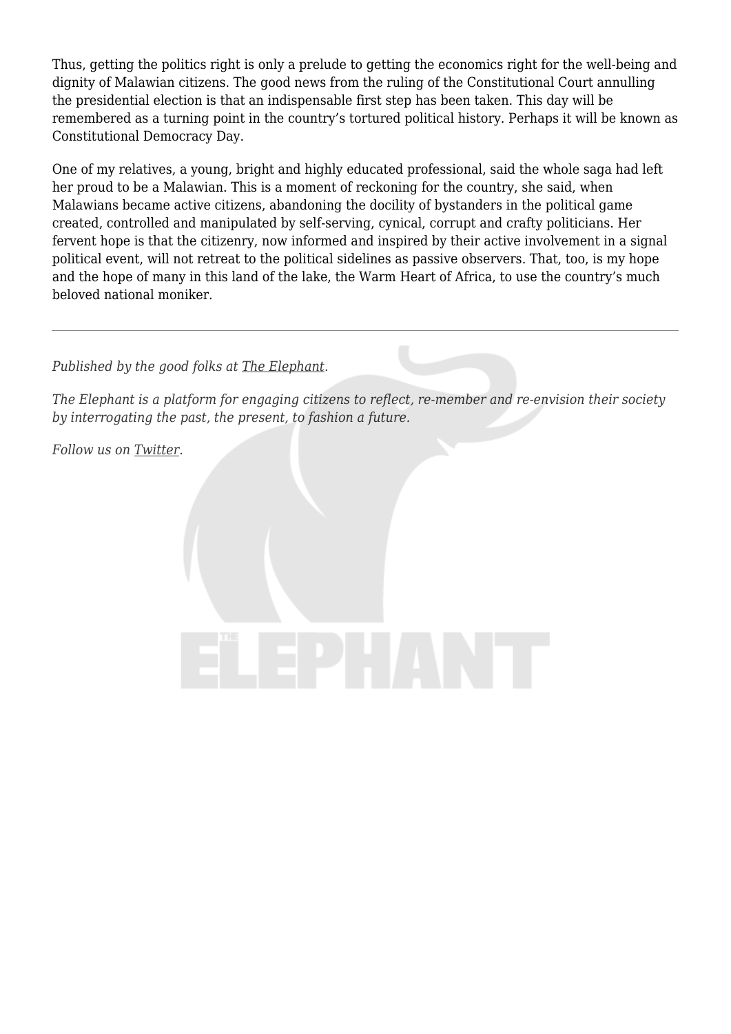Thus, getting the politics right is only a prelude to getting the economics right for the well-being and dignity of Malawian citizens. The good news from the ruling of the Constitutional Court annulling the presidential election is that an indispensable first step has been taken. This day will be remembered as a turning point in the country's tortured political history. Perhaps it will be known as Constitutional Democracy Day.

One of my relatives, a young, bright and highly educated professional, said the whole saga had left her proud to be a Malawian. This is a moment of reckoning for the country, she said, when Malawians became active citizens, abandoning the docility of bystanders in the political game created, controlled and manipulated by self-serving, cynical, corrupt and crafty politicians. Her fervent hope is that the citizenry, now informed and inspired by their active involvement in a signal political event, will not retreat to the political sidelines as passive observers. That, too, is my hope and the hope of many in this land of the lake, the Warm Heart of Africa, to use the country's much beloved national moniker.

---

*Published by the good folks at The Elephant.*

*The Elephant is a platform for engaging citizens to reflect, re-member and re-envision their society by interrogating the past, the present, to fashion a future.*

*Follow us on Twitter.*